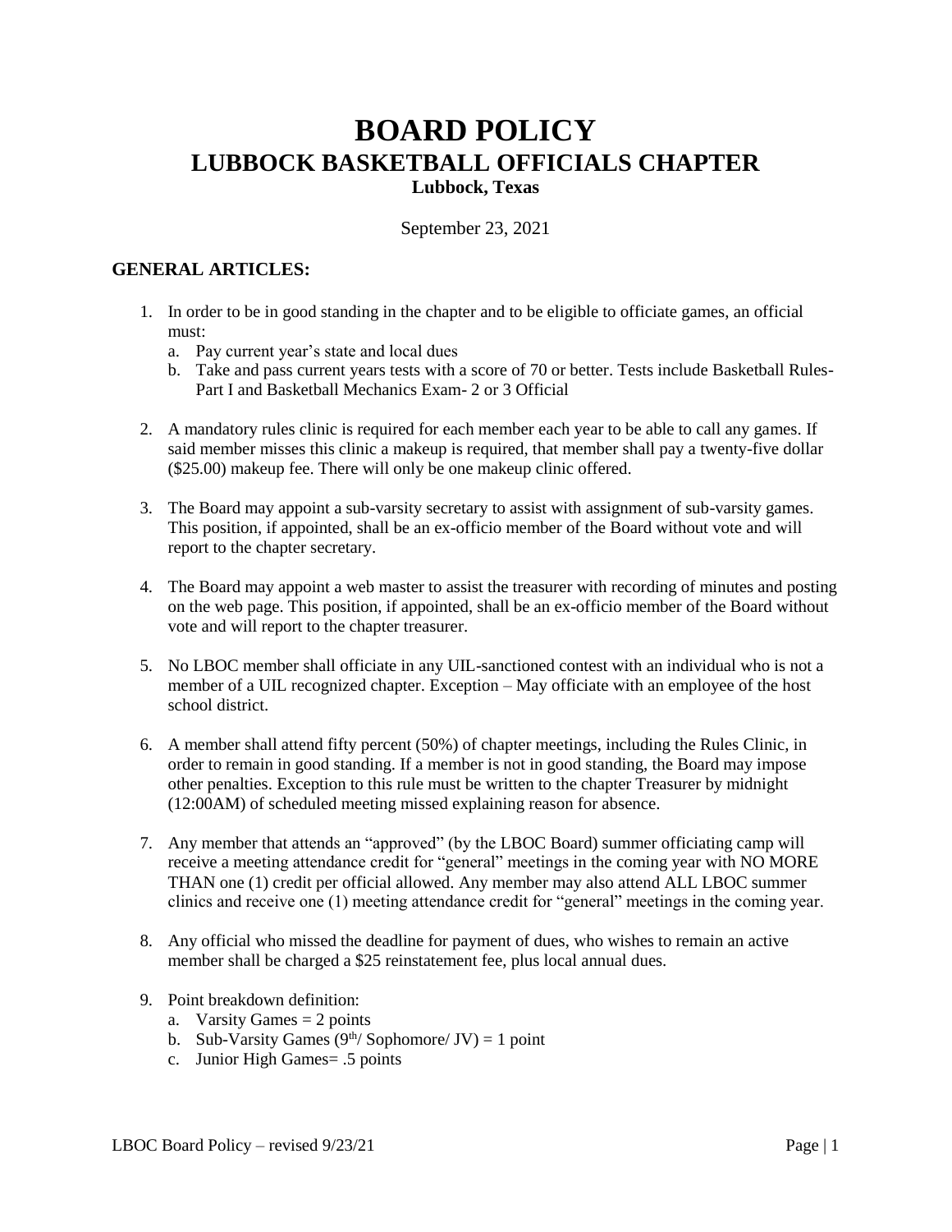# BOARD POLICY
## LUBBOCK BASKETBALL OFFICIALS CHAPTER
### Lubbock, Texas

September 23, 2021

### GENERAL ARTICLES:

1. In order to be in good standing in the chapter and to be eligible to officiate games, an official must:
   a. Pay current year's state and local dues
   b. Take and pass current years tests with a score of 70 or better. Tests include Basketball Rules- Part I and Basketball Mechanics Exam- 2 or 3 Official

2. A mandatory rules clinic is required for each member each year to be able to call any games. If said member misses this clinic a makeup is required, that member shall pay a twenty-five dollar ($25.00) makeup fee. There will only be one makeup clinic offered.

3. The Board may appoint a sub-varsity secretary to assist with assignment of sub-varsity games. This position, if appointed, shall be an ex-officio member of the Board without vote and will report to the chapter secretary.

4. The Board may appoint a web master to assist the treasurer with recording of minutes and posting on the web page. This position, if appointed, shall be an ex-officio member of the Board without vote and will report to the chapter treasurer.

5. No LBOC member shall officiate in any UIL-sanctioned contest with an individual who is not a member of a UIL recognized chapter. Exception – May officiate with an employee of the host school district.

6. A member shall attend fifty percent (50%) of chapter meetings, including the Rules Clinic, in order to remain in good standing. If a member is not in good standing, the Board may impose other penalties. Exception to this rule must be written to the chapter Treasurer by midnight (12:00AM) of scheduled meeting missed explaining reason for absence.

7. Any member that attends an "approved" (by the LBOC Board) summer officiating camp will receive a meeting attendance credit for "general" meetings in the coming year with NO MORE THAN one (1) credit per official allowed. Any member may also attend ALL LBOC summer clinics and receive one (1) meeting attendance credit for "general" meetings in the coming year.

8. Any official who missed the deadline for payment of dues, who wishes to remain an active member shall be charged a $25 reinstatement fee, plus local annual dues.

9. Point breakdown definition:
   a. Varsity Games = 2 points
   b. Sub-Varsity Games (9th/ Sophomore/ JV) = 1 point
   c. Junior High Games= .5 points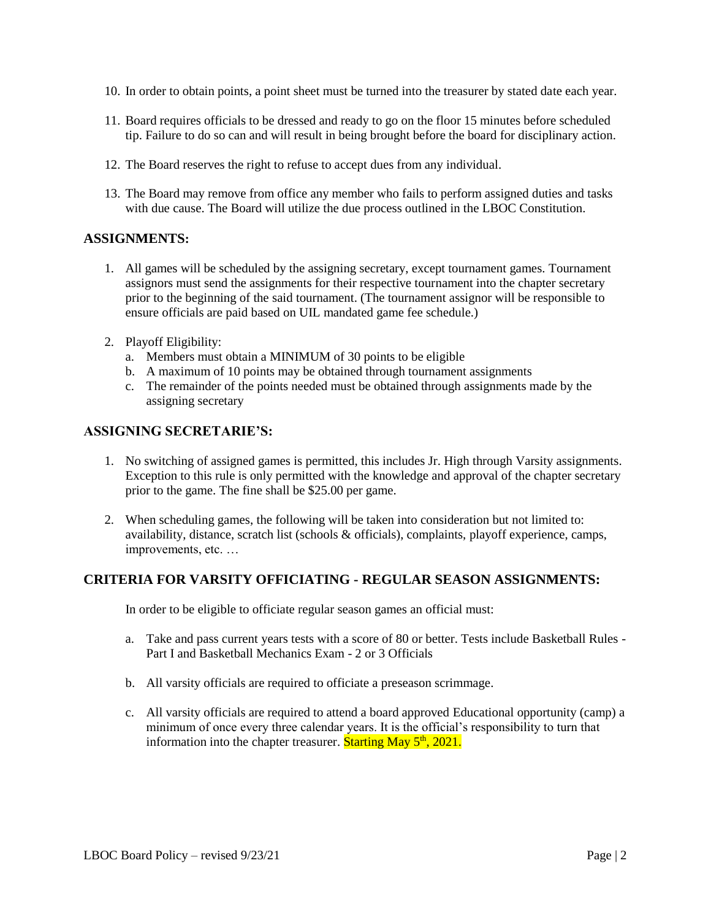10. In order to obtain points, a point sheet must be turned into the treasurer by stated date each year.

11. Board requires officials to be dressed and ready to go on the floor 15 minutes before scheduled tip. Failure to do so can and will result in being brought before the board for disciplinary action.

12. The Board reserves the right to refuse to accept dues from any individual.

13. The Board may remove from office any member who fails to perform assigned duties and tasks with due cause. The Board will utilize the due process outlined in the LBOC Constitution.

## ASSIGNMENTS:

1. All games will be scheduled by the assigning secretary, except tournament games. Tournament assignors must send the assignments for their respective tournament into the chapter secretary prior to the beginning of the said tournament. (The tournament assignor will be responsible to ensure officials are paid based on UIL mandated game fee schedule.)

2. Playoff Eligibility:
   a. Members must obtain a MINIMUM of 30 points to be eligible
   b. A maximum of 10 points may be obtained through tournament assignments
   c. The remainder of the points needed must be obtained through assignments made by the assigning secretary

## ASSIGNING SECRETARIE'S:

1. No switching of assigned games is permitted, this includes Jr. High through Varsity assignments. Exception to this rule is only permitted with the knowledge and approval of the chapter secretary prior to the game. The fine shall be $25.00 per game.

2. When scheduling games, the following will be taken into consideration but not limited to: availability, distance, scratch list (schools & officials), complaints, playoff experience, camps, improvements, etc. …

## CRITERIA FOR VARSITY OFFICIATING - REGULAR SEASON ASSIGNMENTS:

In order to be eligible to officiate regular season games an official must:

a. Take and pass current years tests with a score of 80 or better. Tests include Basketball Rules - Part I and Basketball Mechanics Exam - 2 or 3 Officials

b. All varsity officials are required to officiate a preseason scrimmage.

c. All varsity officials are required to attend a board approved Educational opportunity (camp) a minimum of once every three calendar years. It is the official's responsibility to turn that information into the chapter treasurer. Starting May 5th, 2021.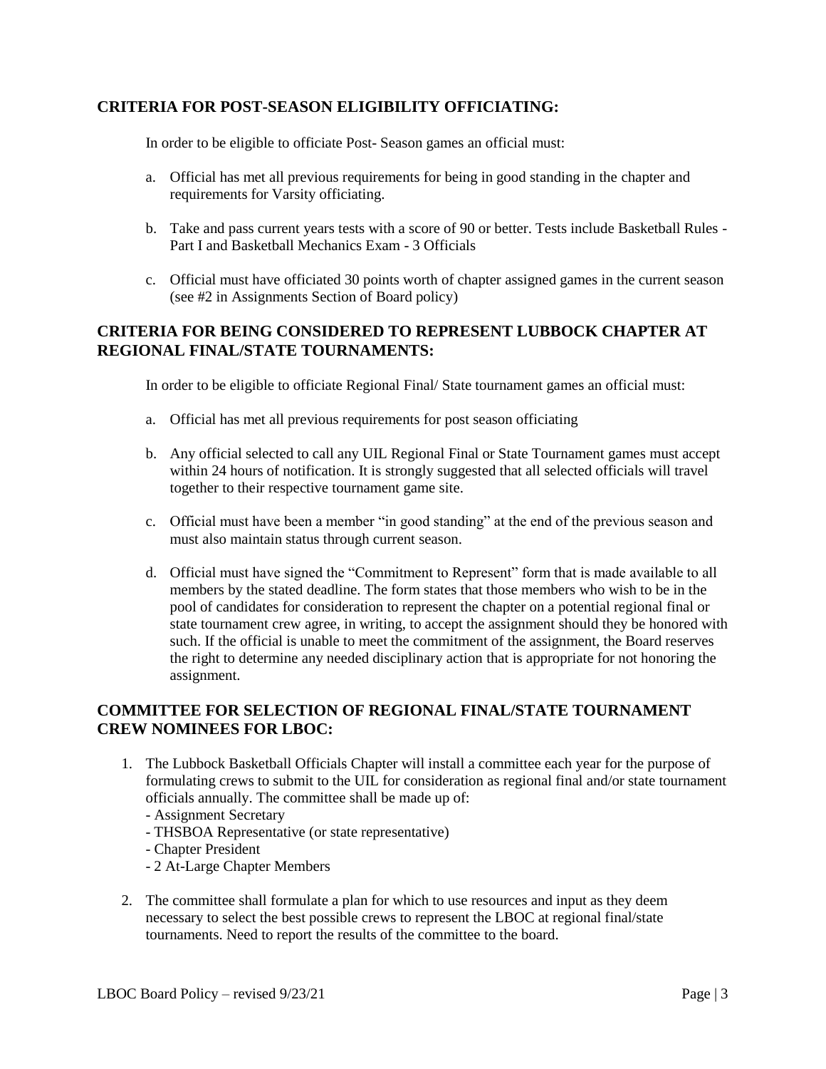## CRITERIA FOR POST-SEASON ELIGIBILITY OFFICIATING:

In order to be eligible to officiate Post- Season games an official must:

a. Official has met all previous requirements for being in good standing in the chapter and requirements for Varsity officiating.

b. Take and pass current years tests with a score of 90 or better. Tests include Basketball Rules - Part I and Basketball Mechanics Exam - 3 Officials

c. Official must have officiated 30 points worth of chapter assigned games in the current season (see #2 in Assignments Section of Board policy)

## CRITERIA FOR BEING CONSIDERED TO REPRESENT LUBBOCK CHAPTER AT REGIONAL FINAL/STATE TOURNAMENTS:

In order to be eligible to officiate Regional Final/ State tournament games an official must:

a. Official has met all previous requirements for post season officiating

b. Any official selected to call any UIL Regional Final or State Tournament games must accept within 24 hours of notification. It is strongly suggested that all selected officials will travel together to their respective tournament game site.

c. Official must have been a member "in good standing" at the end of the previous season and must also maintain status through current season.

d. Official must have signed the "Commitment to Represent" form that is made available to all members by the stated deadline. The form states that those members who wish to be in the pool of candidates for consideration to represent the chapter on a potential regional final or state tournament crew agree, in writing, to accept the assignment should they be honored with such. If the official is unable to meet the commitment of the assignment, the Board reserves the right to determine any needed disciplinary action that is appropriate for not honoring the assignment.

## COMMITTEE FOR SELECTION OF REGIONAL FINAL/STATE TOURNAMENT CREW NOMINEES FOR LBOC:

1. The Lubbock Basketball Officials Chapter will install a committee each year for the purpose of formulating crews to submit to the UIL for consideration as regional final and/or state tournament officials annually. The committee shall be made up of:
   - Assignment Secretary
   - THSBOA Representative (or state representative)
   - Chapter President
   - 2 At-Large Chapter Members

2. The committee shall formulate a plan for which to use resources and input as they deem necessary to select the best possible crews to represent the LBOC at regional final/state tournaments. Need to report the results of the committee to the board.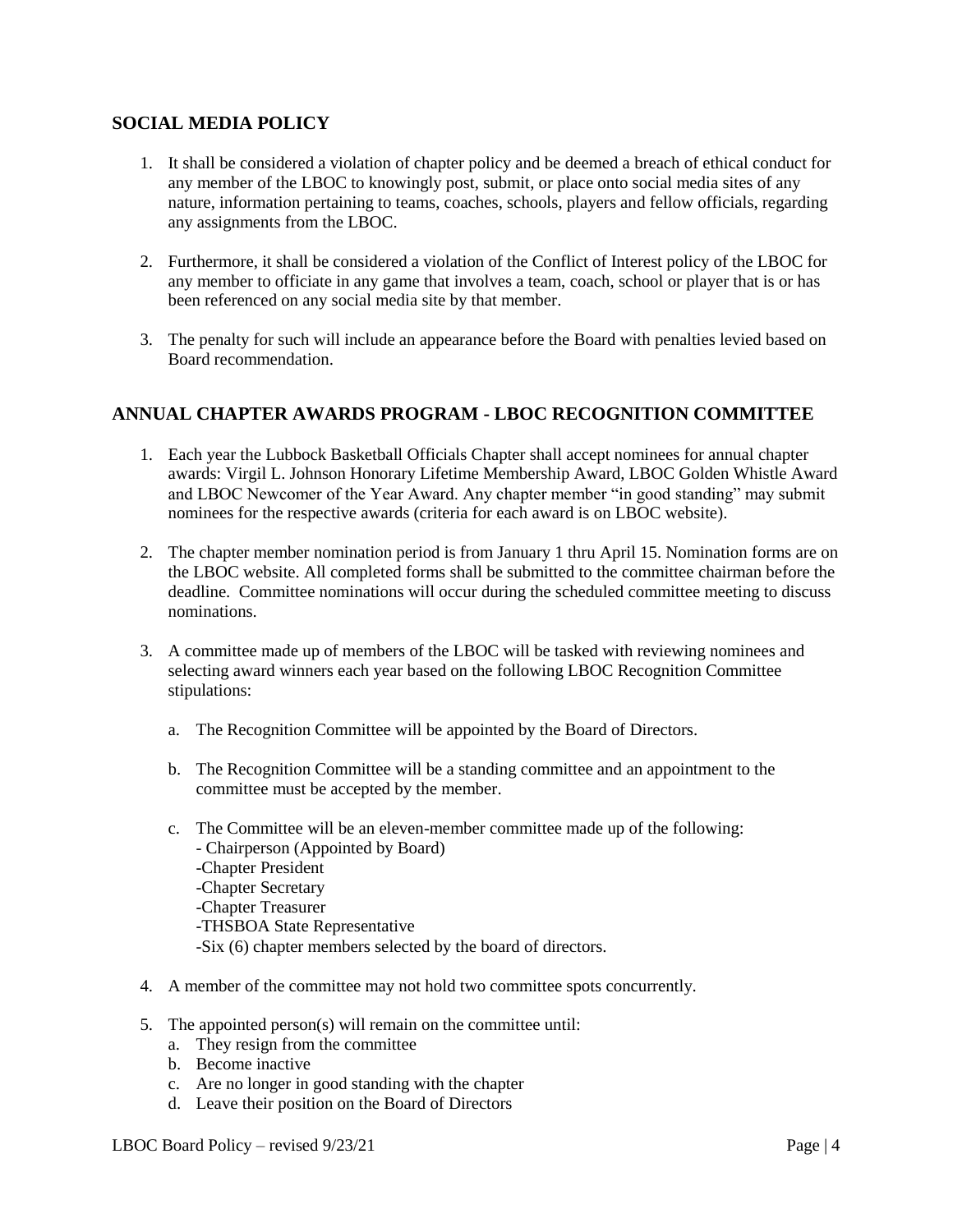## SOCIAL MEDIA POLICY

1. It shall be considered a violation of chapter policy and be deemed a breach of ethical conduct for any member of the LBOC to knowingly post, submit, or place onto social media sites of any nature, information pertaining to teams, coaches, schools, players and fellow officials, regarding any assignments from the LBOC.

2. Furthermore, it shall be considered a violation of the Conflict of Interest policy of the LBOC for any member to officiate in any game that involves a team, coach, school or player that is or has been referenced on any social media site by that member.

3. The penalty for such will include an appearance before the Board with penalties levied based on Board recommendation.

## ANNUAL CHAPTER AWARDS PROGRAM - LBOC RECOGNITION COMMITTEE

1. Each year the Lubbock Basketball Officials Chapter shall accept nominees for annual chapter awards: Virgil L. Johnson Honorary Lifetime Membership Award, LBOC Golden Whistle Award and LBOC Newcomer of the Year Award. Any chapter member "in good standing" may submit nominees for the respective awards (criteria for each award is on LBOC website).

2. The chapter member nomination period is from January 1 thru April 15. Nomination forms are on the LBOC website. All completed forms shall be submitted to the committee chairman before the deadline. Committee nominations will occur during the scheduled committee meeting to discuss nominations.

3. A committee made up of members of the LBOC will be tasked with reviewing nominees and selecting award winners each year based on the following LBOC Recognition Committee stipulations:

   a. The Recognition Committee will be appointed by the Board of Directors.

   b. The Recognition Committee will be a standing committee and an appointment to the committee must be accepted by the member.

   c. The Committee will be an eleven-member committee made up of the following:
      - Chairperson (Appointed by Board)
      - Chapter President
      - Chapter Secretary
      - Chapter Treasurer
      - THSBOA State Representative
      - Six (6) chapter members selected by the board of directors.

4. A member of the committee may not hold two committee spots concurrently.

5. The appointed person(s) will remain on the committee until:
   a. They resign from the committee
   b. Become inactive
   c. Are no longer in good standing with the chapter
   d. Leave their position on the Board of Directors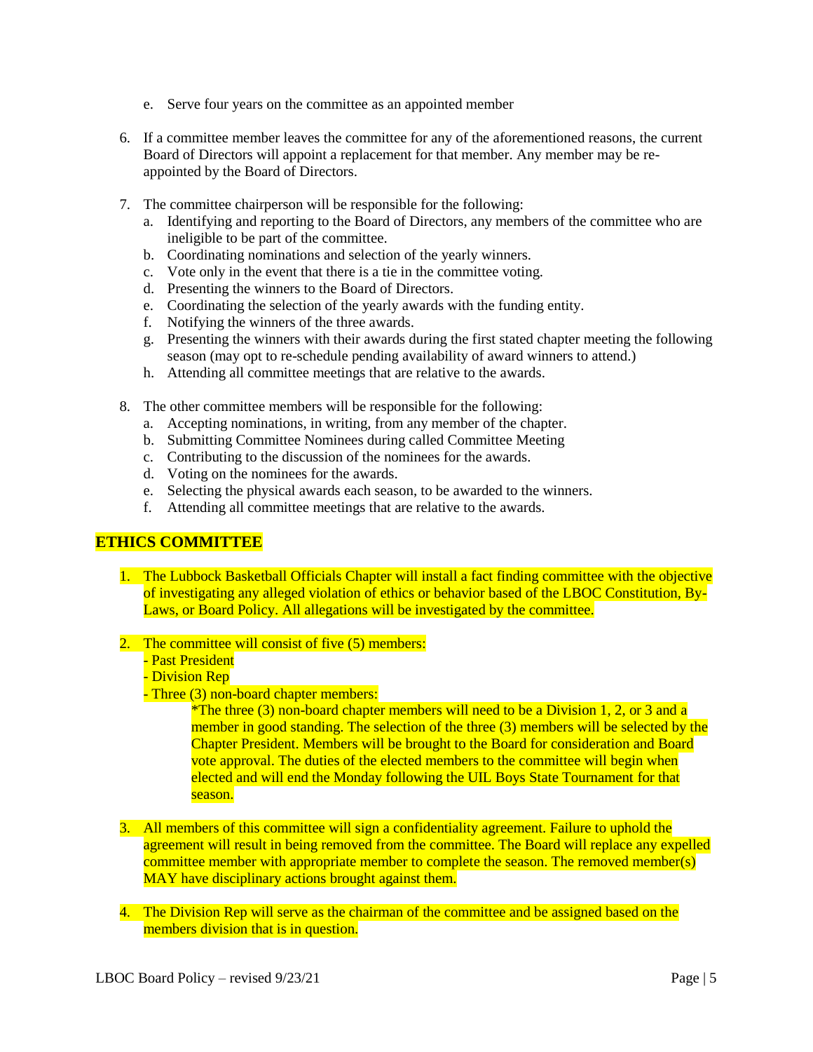e. Serve four years on the committee as an appointed member

6. If a committee member leaves the committee for any of the aforementioned reasons, the current Board of Directors will appoint a replacement for that member. Any member may be re-appointed by the Board of Directors.

7. The committee chairperson will be responsible for the following:
   a. Identifying and reporting to the Board of Directors, any members of the committee who are ineligible to be part of the committee.
   b. Coordinating nominations and selection of the yearly winners.
   c. Vote only in the event that there is a tie in the committee voting.
   d. Presenting the winners to the Board of Directors.
   e. Coordinating the selection of the yearly awards with the funding entity.
   f. Notifying the winners of the three awards.
   g. Presenting the winners with their awards during the first stated chapter meeting the following season (may opt to re-schedule pending availability of award winners to attend.)
   h. Attending all committee meetings that are relative to the awards.

8. The other committee members will be responsible for the following:
   a. Accepting nominations, in writing, from any member of the chapter.
   b. Submitting Committee Nominees during called Committee Meeting
   c. Contributing to the discussion of the nominees for the awards.
   d. Voting on the nominees for the awards.
   e. Selecting the physical awards each season, to be awarded to the winners.
   f. Attending all committee meetings that are relative to the awards.

## ETHICS COMMITTEE

1. The Lubbock Basketball Officials Chapter will install a fact finding committee with the objective of investigating any alleged violation of ethics or behavior based of the LBOC Constitution, By-Laws, or Board Policy. All allegations will be investigated by the committee.

2. The committee will consist of five (5) members:
   - Past President
   - Division Rep
   - Three (3) non-board chapter members:

     *The three (3) non-board chapter members will need to be a Division 1, 2, or 3 and a member in good standing. The selection of the three (3) members will be selected by the Chapter President. Members will be brought to the Board for consideration and Board vote approval. The duties of the elected members to the committee will begin when elected and will end the Monday following the UIL Boys State Tournament for that season.

3. All members of this committee will sign a confidentiality agreement. Failure to uphold the agreement will result in being removed from the committee. The Board will replace any expelled committee member with appropriate member to complete the season. The removed member(s) MAY have disciplinary actions brought against them.

4. The Division Rep will serve as the chairman of the committee and be assigned based on the members division that is in question.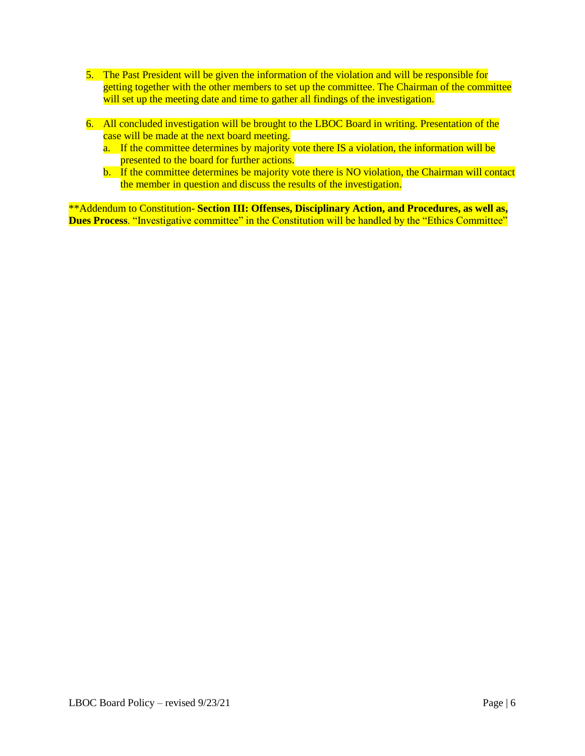5. The Past President will be given the information of the violation and will be responsible for getting together with the other members to set up the committee. The Chairman of the committee will set up the meeting date and time to gather all findings of the investigation.

6. All concluded investigation will be brought to the LBOC Board in writing. Presentation of the case will be made at the next board meeting.
   a. If the committee determines by majority vote there IS a violation, the information will be presented to the board for further actions.
   b. If the committee determines be majority vote there is NO violation, the Chairman will contact the member in question and discuss the results of the investigation.

**Addendum to Constitution- **Section III: Offenses, Disciplinary Action, and Procedures, as well as, Dues Process**. "Investigative committee" in the Constitution will be handled by the "Ethics Committee"